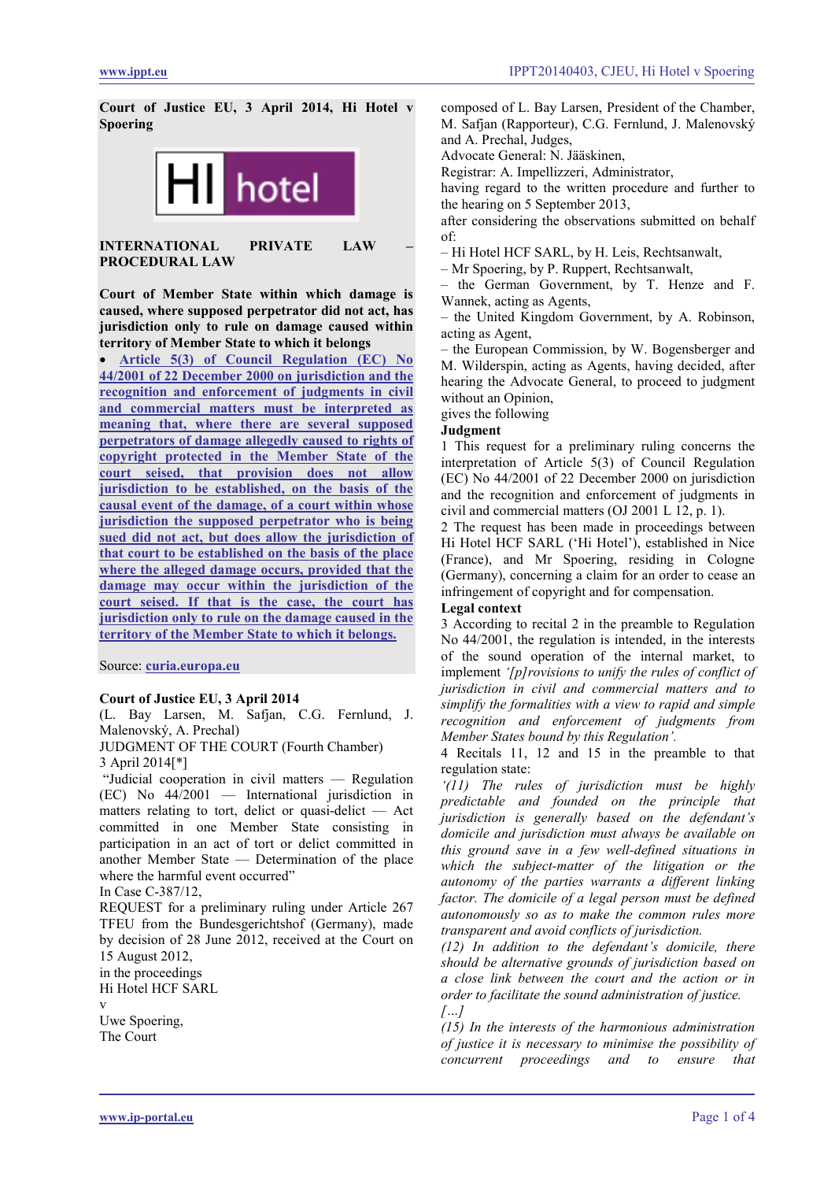**Court of Justice EU, 3 April 2014, Hi Hotel v Spoering**

**INTERNATIONAL PRIVATE LAW – PROCEDURAL LAW**

**Court of Member State within which damage is caused, where supposed perpetrator did not act, has jurisdiction only to rule on damage caused within territory of Member State to which it belongs**

- **Article 5(3) of Council Regulation (EC) No 44/2001 of 22 December 2000 on jurisdiction and the recognition and enforcement of judgments in civil and commercial matters must be interpreted as meaning that, where there are several supposed perpetrators of damage allegedly caused to rights of copyright protected in the Member State of the court seised, that provision does not allow jurisdiction to be established, on the basis of the causal event of the damage, of a court within whose jurisdiction the supposed perpetrator who is being sued did not act, but does allow the jurisdiction of that court to be established on the basis of the place where the alleged damage occurs, provided that the damage may occur within the jurisdiction of the court seised. If that is the case, the court has jurisdiction only to rule on the damage caused in the territory of the Member State to which it belongs.**

Source: **curia.europa.eu**

**Court of Justice EU, 3 April 2014**

(L. Bay Larsen, M. Safjan, C.G. Fernlund, J. Malenovský, A. Prechal)

JUDGMENT OF THE COURT (Fourth Chamber)

3 April 2014[*]

"Judicial cooperation in civil matters — Regulation (EC) No 44/2001 — International jurisdiction in matters relating to tort, delict or quasi-delict — Act committed in one Member State consisting in participation in an act of tort or delict committed in another Member State — Determination of the place where the harmful event occurred"

In Case C‑387/12,

REQUEST for a preliminary ruling under Article 267 TFEU from the Bundesgerichtshof (Germany), made by decision of 28 June 2012, received at the Court on 15 August 2012,

in the proceedings

Hi Hotel HCF SARL

v

Uwe Spoering,

The Court

composed of L. Bay Larsen, President of the Chamber, M. Safjan (Rapporteur), C.G. Fernlund, J. Malenovský and A. Prechal, Judges,

Advocate General: N. Jääskinen,

Registrar: A. Impellizzeri, Administrator,

having regard to the written procedure and further to the hearing on 5 September 2013,

after considering the observations submitted on behalf of:

– Hi Hotel HCF SARL, by H. Leis, Rechtsanwalt,

– Mr Spoering, by P. Ruppert, Rechtsanwalt,

– the German Government, by T. Henze and F. Wannek, acting as Agents,

– the United Kingdom Government, by A. Robinson, acting as Agent,

– the European Commission, by W. Bogensberger and M. Wilderspin, acting as Agents, having decided, after hearing the Advocate General, to proceed to judgment without an Opinion,

gives the following

**Judgment**

1 This request for a preliminary ruling concerns the interpretation of Article 5(3) of Council Regulation (EC) No 44/2001 of 22 December 2000 on jurisdiction and the recognition and enforcement of judgments in civil and commercial matters (OJ 2001 L 12, p. 1).

2 The request has been made in proceedings between Hi Hotel HCF SARL ('Hi Hotel'), established in Nice (France), and Mr Spoering, residing in Cologne (Germany), concerning a claim for an order to cease an infringement of copyright and for compensation.

**Legal context**

3 According to recital 2 in the preamble to Regulation No 44/2001, the regulation is intended, in the interests of the sound operation of the internal market, to implement *'[p]rovisions to unify the rules of conflict of jurisdiction in civil and commercial matters and to simplify the formalities with a view to rapid and simple recognition and enforcement of judgments from Member States bound by this Regulation'.*

4 Recitals 11, 12 and 15 in the preamble to that regulation state:

*'(11) The rules of jurisdiction must be highly predictable and founded on the principle that jurisdiction is generally based on the defendant's domicile and jurisdiction must always be available on this ground save in a few well-defined situations in which the subject-matter of the litigation or the autonomy of the parties warrants a different linking factor. The domicile of a legal person must be defined autonomously so as to make the common rules more transparent and avoid conflicts of jurisdiction.*

*(12) In addition to the defendant's domicile, there should be alternative grounds of jurisdiction based on a close link between the court and the action or in order to facilitate the sound administration of justice.*

*[…]*

*(15) In the interests of the harmonious administration of justice it is necessary to minimise the possibility of concurrent proceedings and to ensure that*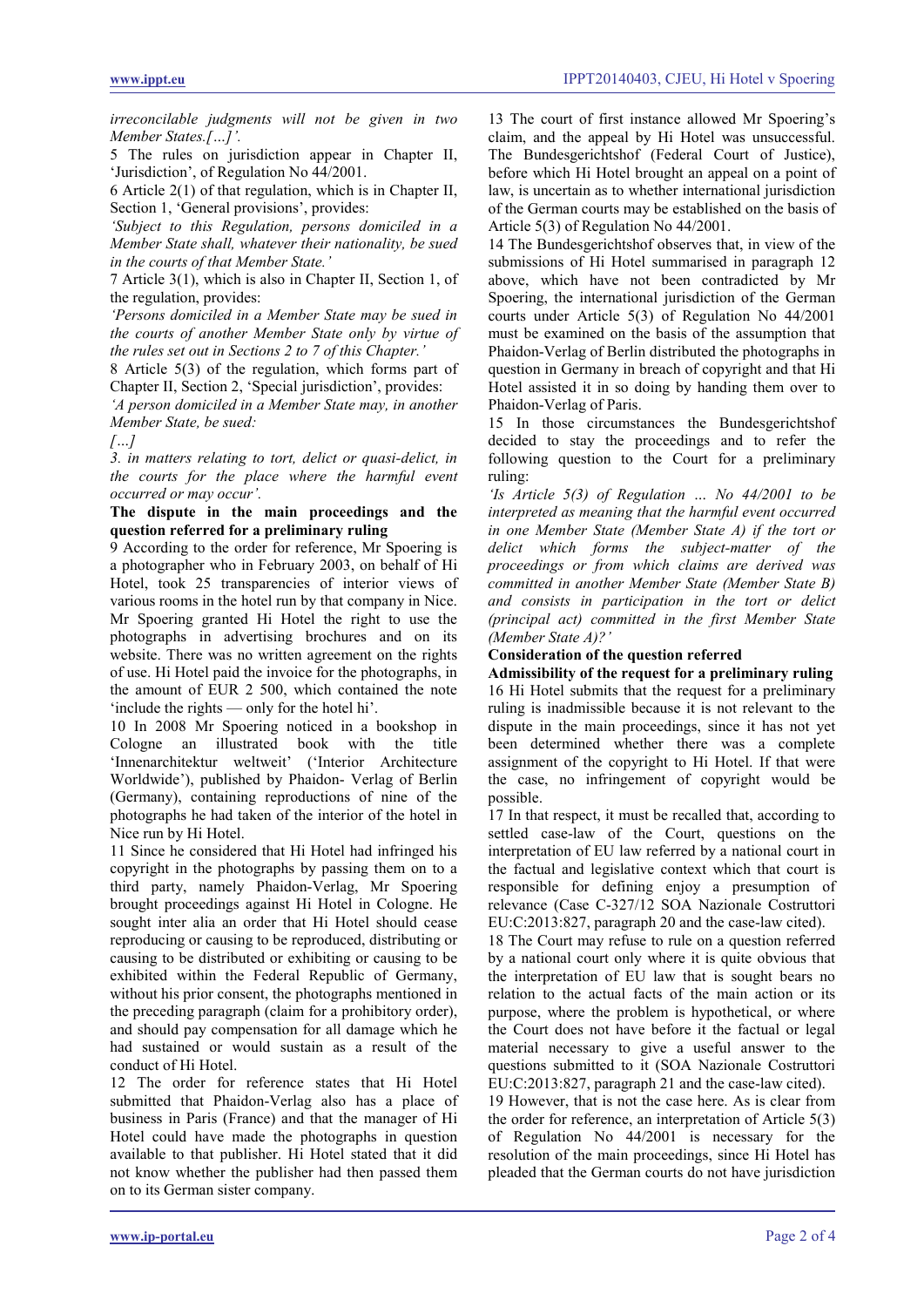*irreconcilable judgments will not be given in two Member States.[…]'.*

5 The rules on jurisdiction appear in Chapter II, 'Jurisdiction', of Regulation No 44/2001.

6 Article 2(1) of that regulation, which is in Chapter II, Section 1, 'General provisions', provides:

*'Subject to this Regulation, persons domiciled in a Member State shall, whatever their nationality, be sued in the courts of that Member State.'*

7 Article 3(1), which is also in Chapter II, Section 1, of the regulation, provides:

*'Persons domiciled in a Member State may be sued in the courts of another Member State only by virtue of the rules set out in Sections 2 to 7 of this Chapter.'*

8 Article 5(3) of the regulation, which forms part of Chapter II, Section 2, 'Special jurisdiction', provides:

*'A person domiciled in a Member State may, in another Member State, be sued:*

*[…]*

*3. in matters relating to tort, delict or quasi-delict, in the courts for the place where the harmful event occurred or may occur'.*

**The dispute in the main proceedings and the question referred for a preliminary ruling**

9 According to the order for reference, Mr Spoering is a photographer who in February 2003, on behalf of Hi Hotel, took 25 transparencies of interior views of various rooms in the hotel run by that company in Nice. Mr Spoering granted Hi Hotel the right to use the photographs in advertising brochures and on its website. There was no written agreement on the rights of use. Hi Hotel paid the invoice for the photographs, in the amount of EUR 2 500, which contained the note 'include the rights — only for the hotel hi'.

10 In 2008 Mr Spoering noticed in a bookshop in Cologne an illustrated book with the title 'Innenarchitektur weltweit' ('Interior Architecture Worldwide'), published by Phaidon- Verlag of Berlin (Germany), containing reproductions of nine of the photographs he had taken of the interior of the hotel in Nice run by Hi Hotel.

11 Since he considered that Hi Hotel had infringed his copyright in the photographs by passing them on to a third party, namely Phaidon-Verlag, Mr Spoering brought proceedings against Hi Hotel in Cologne. He sought inter alia an order that Hi Hotel should cease reproducing or causing to be reproduced, distributing or causing to be distributed or exhibiting or causing to be exhibited within the Federal Republic of Germany, without his prior consent, the photographs mentioned in the preceding paragraph (claim for a prohibitory order), and should pay compensation for all damage which he had sustained or would sustain as a result of the conduct of Hi Hotel.

12 The order for reference states that Hi Hotel submitted that Phaidon-Verlag also has a place of business in Paris (France) and that the manager of Hi Hotel could have made the photographs in question available to that publisher. Hi Hotel stated that it did not know whether the publisher had then passed them on to its German sister company.

13 The court of first instance allowed Mr Spoering's claim, and the appeal by Hi Hotel was unsuccessful. The Bundesgerichtshof (Federal Court of Justice), before which Hi Hotel brought an appeal on a point of law, is uncertain as to whether international jurisdiction of the German courts may be established on the basis of Article 5(3) of Regulation No 44/2001.

14 The Bundesgerichtshof observes that, in view of the submissions of Hi Hotel summarised in paragraph 12 above, which have not been contradicted by Mr Spoering, the international jurisdiction of the German courts under Article 5(3) of Regulation No 44/2001 must be examined on the basis of the assumption that Phaidon-Verlag of Berlin distributed the photographs in question in Germany in breach of copyright and that Hi Hotel assisted it in so doing by handing them over to Phaidon-Verlag of Paris.

15 In those circumstances the Bundesgerichtshof decided to stay the proceedings and to refer the following question to the Court for a preliminary ruling:

*'Is Article 5(3) of Regulation … No 44/2001 to be interpreted as meaning that the harmful event occurred in one Member State (Member State A) if the tort or delict which forms the subject-matter of the proceedings or from which claims are derived was committed in another Member State (Member State B) and consists in participation in the tort or delict (principal act) committed in the first Member State (Member State A)?'*

**Consideration of the question referred**

**Admissibility of the request for a preliminary ruling**

16 Hi Hotel submits that the request for a preliminary ruling is inadmissible because it is not relevant to the dispute in the main proceedings, since it has not yet been determined whether there was a complete assignment of the copyright to Hi Hotel. If that were the case, no infringement of copyright would be possible.

17 In that respect, it must be recalled that, according to settled case-law of the Court, questions on the interpretation of EU law referred by a national court in the factual and legislative context which that court is responsible for defining enjoy a presumption of relevance (Case C-327/12 SOA Nazionale Costruttori EU:C:2013:827, paragraph 20 and the case-law cited).

18 The Court may refuse to rule on a question referred by a national court only where it is quite obvious that the interpretation of EU law that is sought bears no relation to the actual facts of the main action or its purpose, where the problem is hypothetical, or where the Court does not have before it the factual or legal material necessary to give a useful answer to the questions submitted to it (SOA Nazionale Costruttori EU:C:2013:827, paragraph 21 and the case-law cited).

19 However, that is not the case here. As is clear from the order for reference, an interpretation of Article 5(3) of Regulation No 44/2001 is necessary for the resolution of the main proceedings, since Hi Hotel has pleaded that the German courts do not have jurisdiction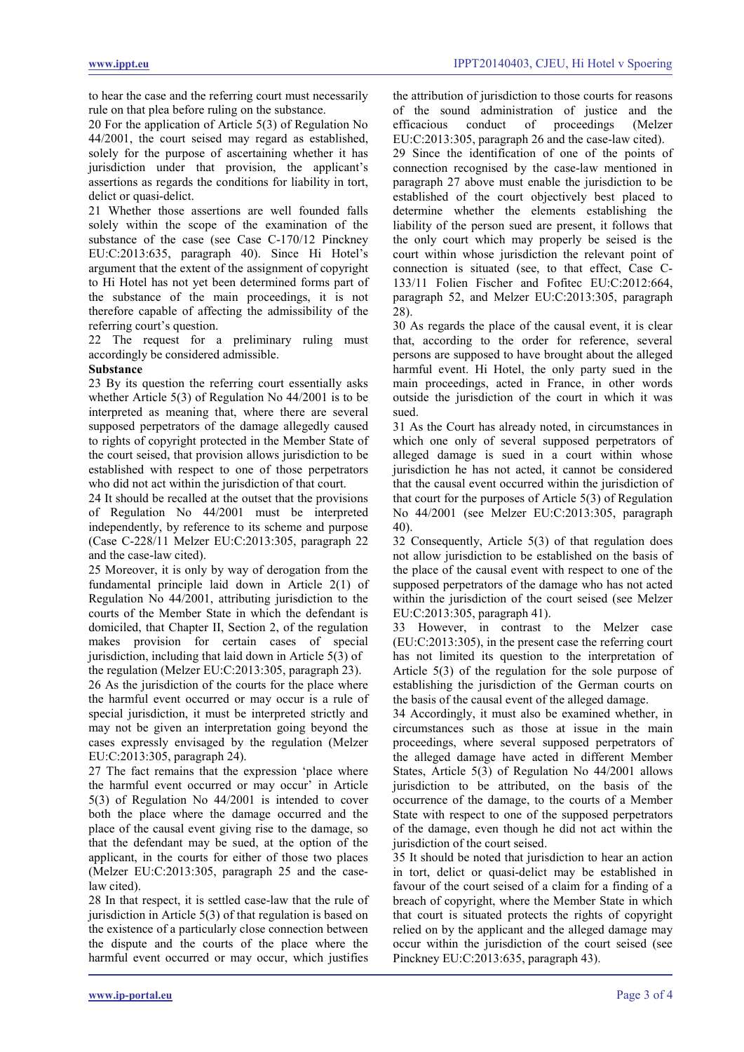to hear the case and the referring court must necessarily rule on that plea before ruling on the substance.

20 For the application of Article 5(3) of Regulation No 44/2001, the court seised may regard as established, solely for the purpose of ascertaining whether it has jurisdiction under that provision, the applicant's assertions as regards the conditions for liability in tort, delict or quasi-delict.

21 Whether those assertions are well founded falls solely within the scope of the examination of the substance of the case (see Case C-170/12 Pinckney EU:C:2013:635, paragraph 40). Since Hi Hotel's argument that the extent of the assignment of copyright to Hi Hotel has not yet been determined forms part of the substance of the main proceedings, it is not therefore capable of affecting the admissibility of the referring court's question.

22 The request for a preliminary ruling must accordingly be considered admissible.

**Substance**

23 By its question the referring court essentially asks whether Article 5(3) of Regulation No 44/2001 is to be interpreted as meaning that, where there are several supposed perpetrators of the damage allegedly caused to rights of copyright protected in the Member State of the court seised, that provision allows jurisdiction to be established with respect to one of those perpetrators who did not act within the jurisdiction of that court.

24 It should be recalled at the outset that the provisions of Regulation No 44/2001 must be interpreted independently, by reference to its scheme and purpose (Case C-228/11 Melzer EU:C:2013:305, paragraph 22 and the case-law cited).

25 Moreover, it is only by way of derogation from the fundamental principle laid down in Article 2(1) of Regulation No 44/2001, attributing jurisdiction to the courts of the Member State in which the defendant is domiciled, that Chapter II, Section 2, of the regulation makes provision for certain cases of special jurisdiction, including that laid down in Article 5(3) of the regulation (Melzer EU:C:2013:305, paragraph 23).

26 As the jurisdiction of the courts for the place where the harmful event occurred or may occur is a rule of special jurisdiction, it must be interpreted strictly and may not be given an interpretation going beyond the cases expressly envisaged by the regulation (Melzer EU:C:2013:305, paragraph 24).

27 The fact remains that the expression 'place where the harmful event occurred or may occur' in Article 5(3) of Regulation No 44/2001 is intended to cover both the place where the damage occurred and the place of the causal event giving rise to the damage, so that the defendant may be sued, at the option of the applicant, in the courts for either of those two places (Melzer EU:C:2013:305, paragraph 25 and the case-law cited).

28 In that respect, it is settled case-law that the rule of jurisdiction in Article 5(3) of that regulation is based on the existence of a particularly close connection between the dispute and the courts of the place where the harmful event occurred or may occur, which justifies the attribution of jurisdiction to those courts for reasons of the sound administration of justice and the efficacious conduct of proceedings (Melzer EU:C:2013:305, paragraph 26 and the case-law cited).

29 Since the identification of one of the points of connection recognised by the case-law mentioned in paragraph 27 above must enable the jurisdiction to be established of the court objectively best placed to determine whether the elements establishing the liability of the person sued are present, it follows that the only court which may properly be seised is the court within whose jurisdiction the relevant point of connection is situated (see, to that effect, Case C-133/11 Folien Fischer and Fofitec EU:C:2012:664, paragraph 52, and Melzer EU:C:2013:305, paragraph 28).

30 As regards the place of the causal event, it is clear that, according to the order for reference, several persons are supposed to have brought about the alleged harmful event. Hi Hotel, the only party sued in the main proceedings, acted in France, in other words outside the jurisdiction of the court in which it was sued.

31 As the Court has already noted, in circumstances in which one only of several supposed perpetrators of alleged damage is sued in a court within whose jurisdiction he has not acted, it cannot be considered that the causal event occurred within the jurisdiction of that court for the purposes of Article 5(3) of Regulation No 44/2001 (see Melzer EU:C:2013:305, paragraph 40).

32 Consequently, Article 5(3) of that regulation does not allow jurisdiction to be established on the basis of the place of the causal event with respect to one of the supposed perpetrators of the damage who has not acted within the jurisdiction of the court seised (see Melzer EU:C:2013:305, paragraph 41).

33 However, in contrast to the Melzer case (EU:C:2013:305), in the present case the referring court has not limited its question to the interpretation of Article 5(3) of the regulation for the sole purpose of establishing the jurisdiction of the German courts on the basis of the causal event of the alleged damage.

34 Accordingly, it must also be examined whether, in circumstances such as those at issue in the main proceedings, where several supposed perpetrators of the alleged damage have acted in different Member States, Article 5(3) of Regulation No 44/2001 allows jurisdiction to be attributed, on the basis of the occurrence of the damage, to the courts of a Member State with respect to one of the supposed perpetrators of the damage, even though he did not act within the jurisdiction of the court seised.

35 It should be noted that jurisdiction to hear an action in tort, delict or quasi-delict may be established in favour of the court seised of a claim for a finding of a breach of copyright, where the Member State in which that court is situated protects the rights of copyright relied on by the applicant and the alleged damage may occur within the jurisdiction of the court seised (see Pinckney EU:C:2013:635, paragraph 43).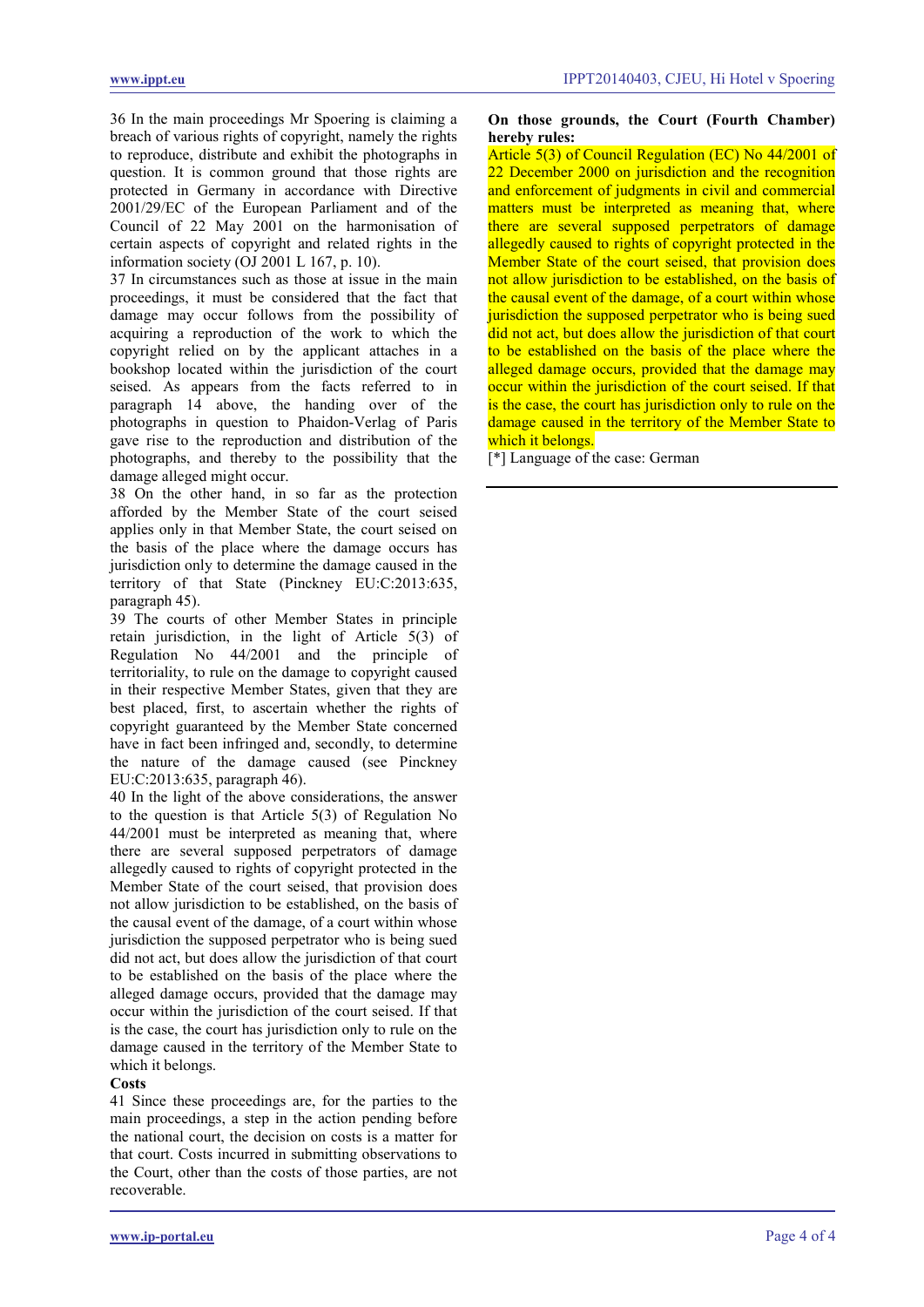36 In the main proceedings Mr Spoering is claiming a breach of various rights of copyright, namely the rights to reproduce, distribute and exhibit the photographs in question. It is common ground that those rights are protected in Germany in accordance with Directive 2001/29/EC of the European Parliament and of the Council of 22 May 2001 on the harmonisation of certain aspects of copyright and related rights in the information society (OJ 2001 L 167, p. 10).

37 In circumstances such as those at issue in the main proceedings, it must be considered that the fact that damage may occur follows from the possibility of acquiring a reproduction of the work to which the copyright relied on by the applicant attaches in a bookshop located within the jurisdiction of the court seised. As appears from the facts referred to in paragraph 14 above, the handing over of the photographs in question to Phaidon-Verlag of Paris gave rise to the reproduction and distribution of the photographs, and thereby to the possibility that the damage alleged might occur.

38 On the other hand, in so far as the protection afforded by the Member State of the court seised applies only in that Member State, the court seised on the basis of the place where the damage occurs has jurisdiction only to determine the damage caused in the territory of that State (Pinckney EU:C:2013:635, paragraph 45).

39 The courts of other Member States in principle retain jurisdiction, in the light of Article 5(3) of Regulation No 44/2001 and the principle of territoriality, to rule on the damage to copyright caused in their respective Member States, given that they are best placed, first, to ascertain whether the rights of copyright guaranteed by the Member State concerned have in fact been infringed and, secondly, to determine the nature of the damage caused (see Pinckney EU:C:2013:635, paragraph 46).

40 In the light of the above considerations, the answer to the question is that Article 5(3) of Regulation No 44/2001 must be interpreted as meaning that, where there are several supposed perpetrators of damage allegedly caused to rights of copyright protected in the Member State of the court seised, that provision does not allow jurisdiction to be established, on the basis of the causal event of the damage, of a court within whose jurisdiction the supposed perpetrator who is being sued did not act, but does allow the jurisdiction of that court to be established on the basis of the place where the alleged damage occurs, provided that the damage may occur within the jurisdiction of the court seised. If that is the case, the court has jurisdiction only to rule on the damage caused in the territory of the Member State to which it belongs.

**Costs**

41 Since these proceedings are, for the parties to the main proceedings, a step in the action pending before the national court, the decision on costs is a matter for that court. Costs incurred in submitting observations to the Court, other than the costs of those parties, are not recoverable.

**On those grounds, the Court (Fourth Chamber) hereby rules:**

Article 5(3) of Council Regulation (EC) No 44/2001 of 22 December 2000 on jurisdiction and the recognition and enforcement of judgments in civil and commercial matters must be interpreted as meaning that, where there are several supposed perpetrators of damage allegedly caused to rights of copyright protected in the Member State of the court seised, that provision does not allow jurisdiction to be established, on the basis of the causal event of the damage, of a court within whose jurisdiction the supposed perpetrator who is being sued did not act, but does allow the jurisdiction of that court to be established on the basis of the place where the alleged damage occurs, provided that the damage may occur within the jurisdiction of the court seised. If that is the case, the court has jurisdiction only to rule on the damage caused in the territory of the Member State to which it belongs.

[*] Language of the case: German